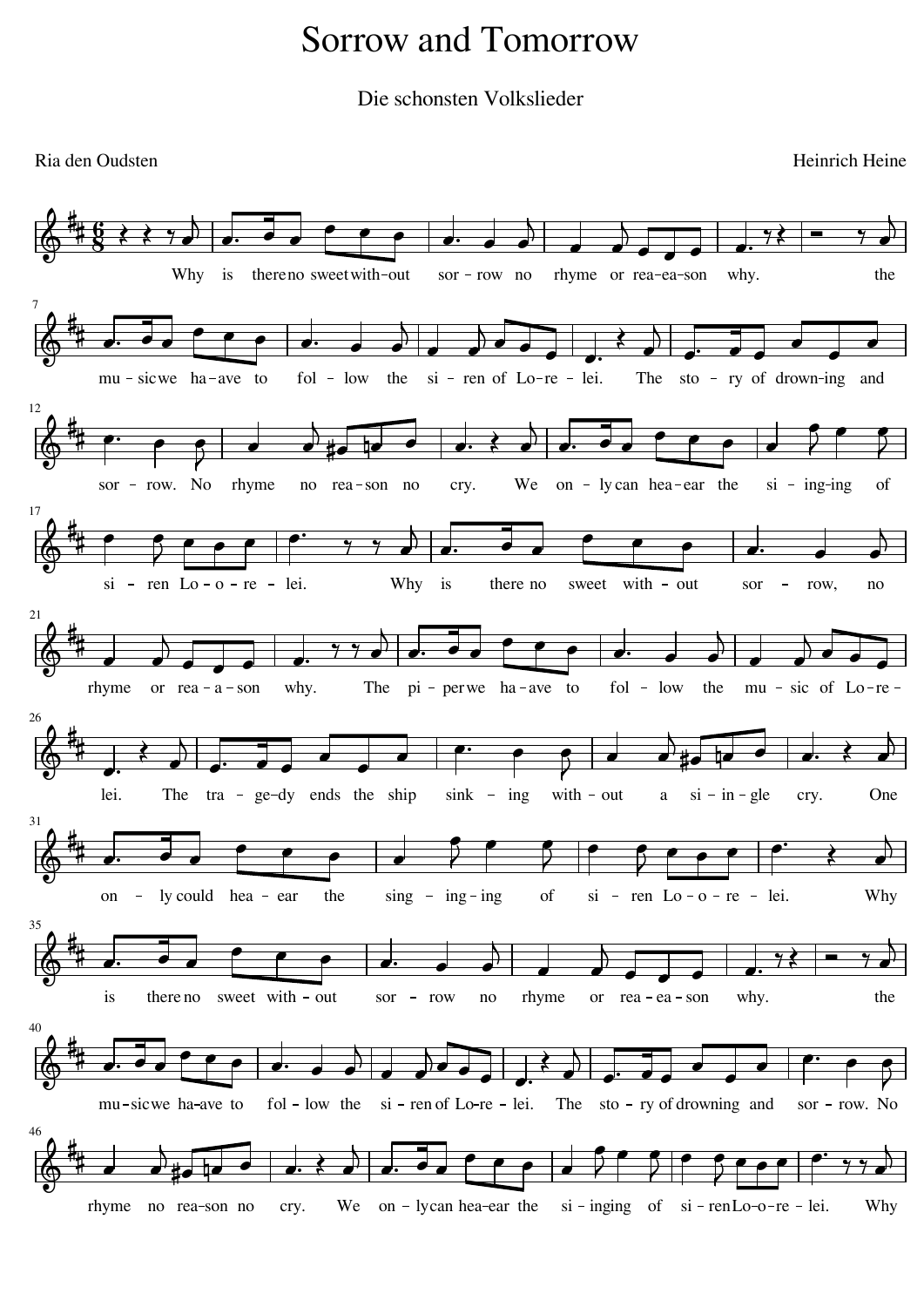# Sorrow and Tomorrow

Die schonsten Volkslieder

Ria den Oudsten

Heinrich Heine

Why is there no sweet with-out sor-row no rhyme or rea-ea-son why. the mu-sic we ha-ave to fol-low the si-ren of Lo-re-lei. The sto-ry of drown-ing and sor-row. No rhyme no rea-son no cry. We on-ly can hea-ear the si-ing-ing of si-ren Lo-o-re-lei. Why is there no sweet with-out sor-row, no rhyme or rea-a-son why. The pi-per we ha-ave to fol-low the mu-sic of Lo-re-lei. The tra-ge-dy ends the ship sink-ing with-out a si-in-gle cry. One on-ly could hea-ear the sing-ing-ing of si-ren Lo-o-re-lei. Why is there no sweet with-out sor-row no rhyme or rea-ea-son why. the mu-sic we ha-ave to fol-low the si-ren of Lo-re-lei. The sto-ry of drowning and sor-row. No rhyme no rea-son no cry. We on-ly can hea-ear the si-inging of si-ren Lo-o-re-lei. Why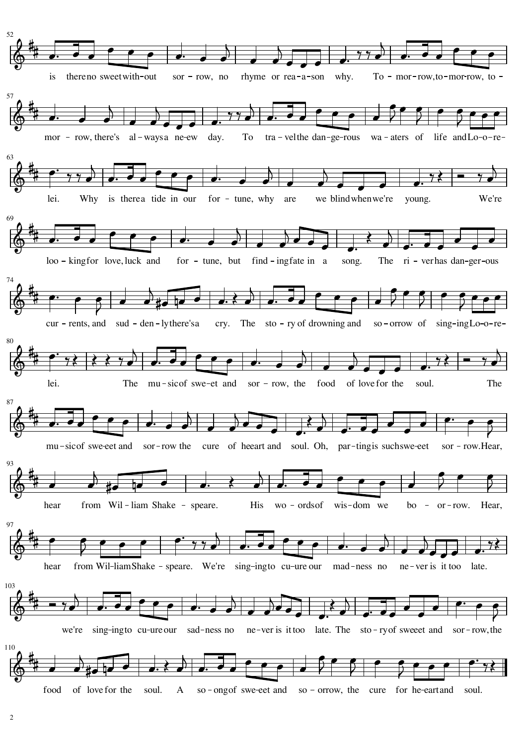52 is there no sweet with-out sor - row, no rhyme or rea-a-son why. To - mor-row, to-mor-row, to -

57 mor - row, there's al - ways a ne-ew day. To tra - vel the dan-ge-rous wa - aters of life and Lo-o-re-

63 lei. Why is there a tide in our for - tune, why are we blind when we're young. We're

69 loo - king for love, luck and for - tune, but find - ing fate in a song. The ri - ver has dan-ger-ous

74 cur - rents, and sud - den - ly there's a cry. The sto - ry of drowning and so-orrow of sing-ing Lo-o-re-

80 lei. The mu - sic of swe-et and sor - row, the food of love for the soul. The

87 mu - sic of swe-eet and sor - row the cure of heeart and soul. Oh, par - ting is such swe-eet sor - row. Hear,

93 hear from Wil - liam Shake - speare. His wo - ords of wis - dom we bo - or - row. Hear,

97 hear from Wil-liam Shake - speare. We're sing-ing to cu-ure our mad - ness no ne - ver is it too late.

103 we're sing-ing to cu-ure our sad - ness no ne - ver is it too late. The sto - ry of sweeet and sor - row, the

110 food of love for the soul. A so - ong of swe-eet and so - orrow, the cure for he-eart and soul.